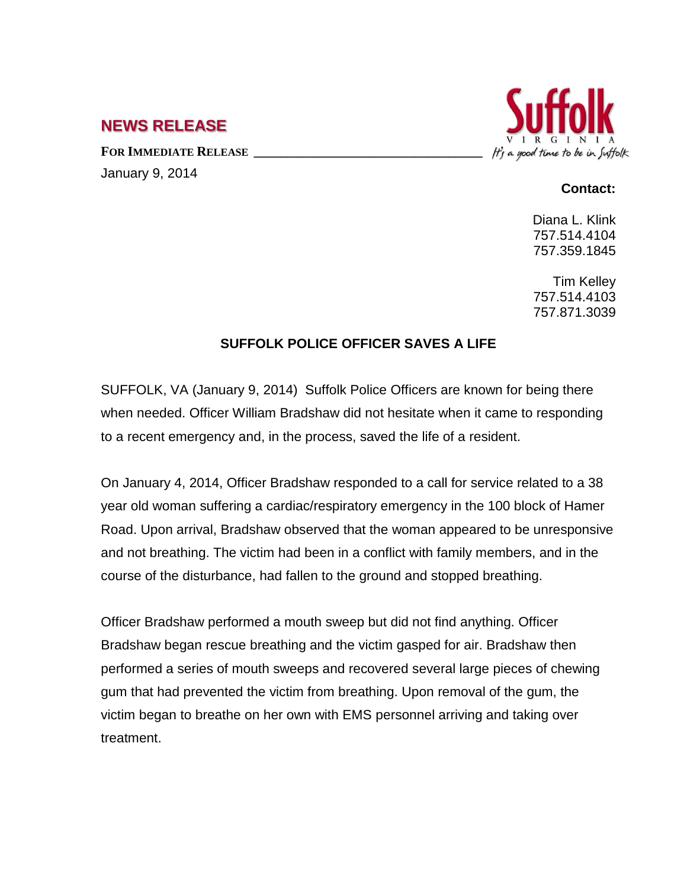# NEWS RELEASE

**FOR IMMEDIATE RELEASE**

January 9, 2014

Suffolk
VIRGINIA
*It's a good time to be in Suffolk*

**Contact:**

Diana L. Klink
757.514.4104
757.359.1845

Tim Kelley
757.514.4103
757.871.3039

## SUFFOLK POLICE OFFICER SAVES A LIFE

SUFFOLK, VA (January 9, 2014) Suffolk Police Officers are known for being there when needed. Officer William Bradshaw did not hesitate when it came to responding to a recent emergency and, in the process, saved the life of a resident.

On January 4, 2014, Officer Bradshaw responded to a call for service related to a 38 year old woman suffering a cardiac/respiratory emergency in the 100 block of Hamer Road. Upon arrival, Bradshaw observed that the woman appeared to be unresponsive and not breathing. The victim had been in a conflict with family members, and in the course of the disturbance, had fallen to the ground and stopped breathing.

Officer Bradshaw performed a mouth sweep but did not find anything. Officer Bradshaw began rescue breathing and the victim gasped for air. Bradshaw then performed a series of mouth sweeps and recovered several large pieces of chewing gum that had prevented the victim from breathing. Upon removal of the gum, the victim began to breathe on her own with EMS personnel arriving and taking over treatment.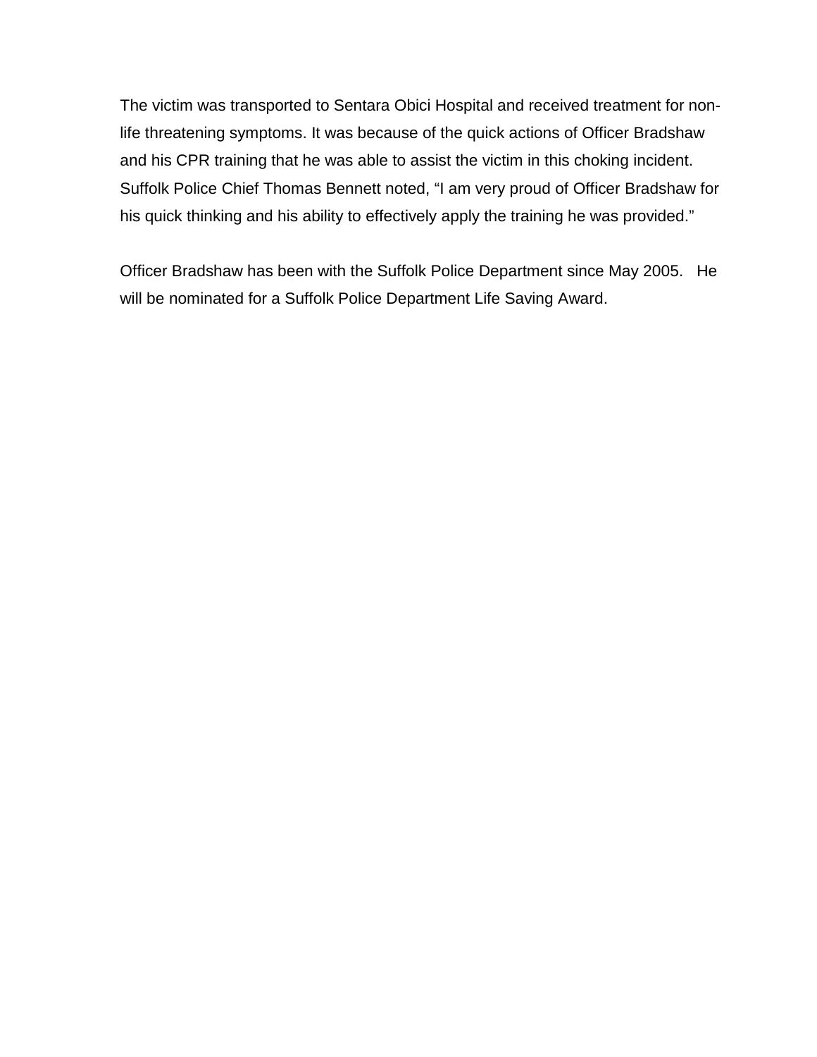The victim was transported to Sentara Obici Hospital and received treatment for non-life threatening symptoms. It was because of the quick actions of Officer Bradshaw and his CPR training that he was able to assist the victim in this choking incident. Suffolk Police Chief Thomas Bennett noted, "I am very proud of Officer Bradshaw for his quick thinking and his ability to effectively apply the training he was provided."

Officer Bradshaw has been with the Suffolk Police Department since May 2005. He will be nominated for a Suffolk Police Department Life Saving Award.